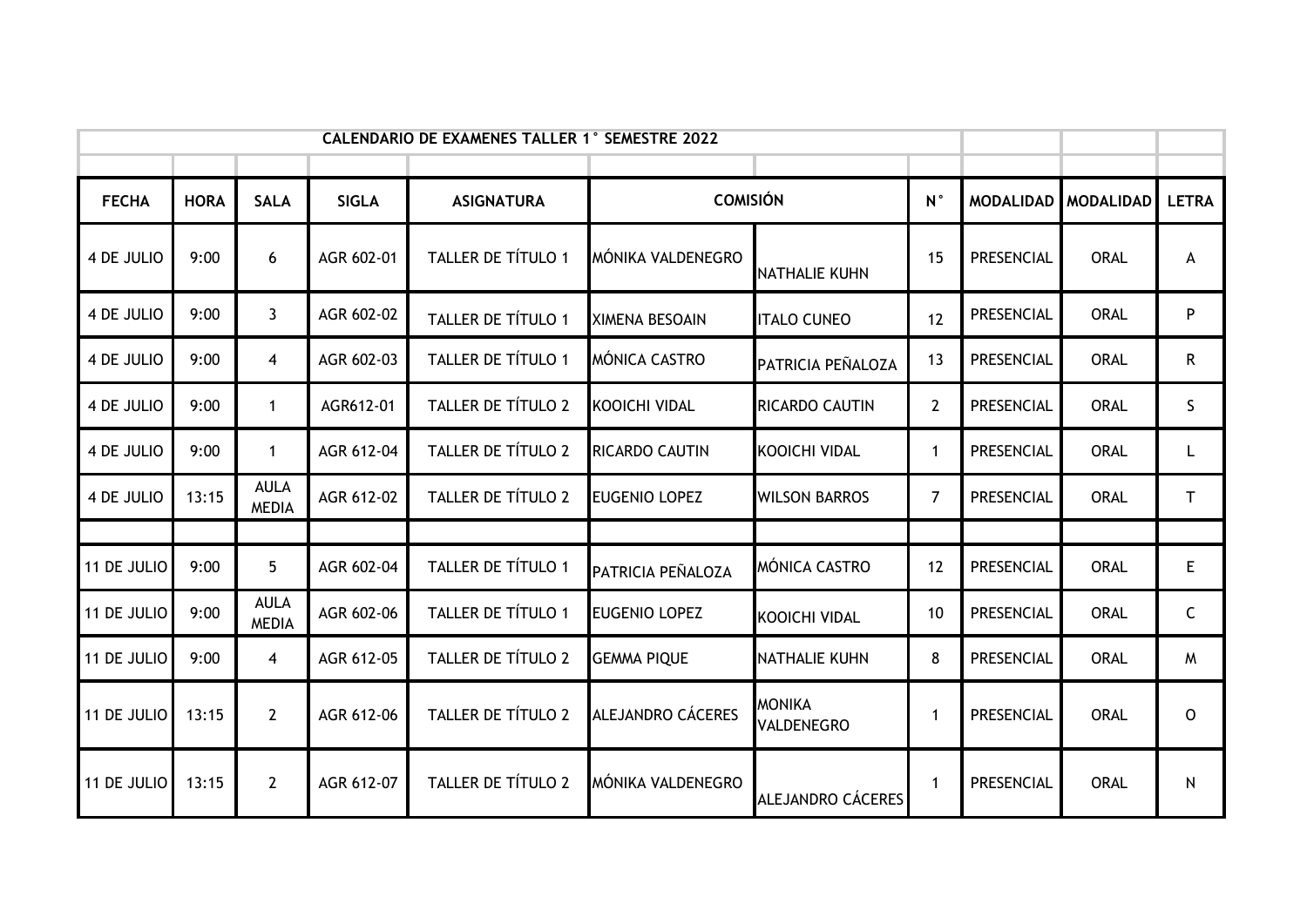## CALENDARIO DE EXAMENES TALLER 1° SEMESTRE 2022

| FECHA | HORA | SALA | SIGLA | ASIGNATURA | COMISIÓN | | N° | MODALIDAD | MODALIDAD | LETRA |
|---|---|---|---|---|---|---|---|---|---|---|
| 4 DE JULIO | 9:00 | 6 | AGR 602-01 | TALLER DE TÍTULO 1 | MÓNIKA VALDENEGRO | NATHALIE KUHN | 15 | PRESENCIAL | ORAL | A |
| 4 DE JULIO | 9:00 | 3 | AGR 602-02 | TALLER DE TÍTULO 1 | XIMENA BESOAIN | ITALO CUNEO | 12 | PRESENCIAL | ORAL | P |
| 4 DE JULIO | 9:00 | 4 | AGR 602-03 | TALLER DE TÍTULO 1 | MÓNICA CASTRO | PATRICIA PEÑALOZA | 13 | PRESENCIAL | ORAL | R |
| 4 DE JULIO | 9:00 | 1 | AGR612-01 | TALLER DE TÍTULO 2 | KOOICHI VIDAL | RICARDO CAUTIN | 2 | PRESENCIAL | ORAL | S |
| 4 DE JULIO | 9:00 | 1 | AGR 612-04 | TALLER DE TÍTULO 2 | RICARDO CAUTIN | KOOICHI VIDAL | 1 | PRESENCIAL | ORAL | L |
| 4 DE JULIO | 13:15 | AULA MEDIA | AGR 612-02 | TALLER DE TÍTULO 2 | EUGENIO LOPEZ | WILSON BARROS | 7 | PRESENCIAL | ORAL | T |
| | | | | | | | | | | |
| 11 DE JULIO | 9:00 | 5 | AGR 602-04 | TALLER DE TÍTULO 1 | PATRICIA PEÑALOZA | MÓNICA CASTRO | 12 | PRESENCIAL | ORAL | E |
| 11 DE JULIO | 9:00 | AULA MEDIA | AGR 602-06 | TALLER DE TÍTULO 1 | EUGENIO LOPEZ | KOOICHI VIDAL | 10 | PRESENCIAL | ORAL | C |
| 11 DE JULIO | 9:00 | 4 | AGR 612-05 | TALLER DE TÍTULO 2 | GEMMA PIQUE | NATHALIE KUHN | 8 | PRESENCIAL | ORAL | M |
| 11 DE JULIO | 13:15 | 2 | AGR 612-06 | TALLER DE TÍTULO 2 | ALEJANDRO CÁCERES | MONIKA VALDENEGRO | 1 | PRESENCIAL | ORAL | O |
| 11 DE JULIO | 13:15 | 2 | AGR 612-07 | TALLER DE TÍTULO 2 | MÓNIKA VALDENEGRO | ALEJANDRO CÁCERES | 1 | PRESENCIAL | ORAL | N |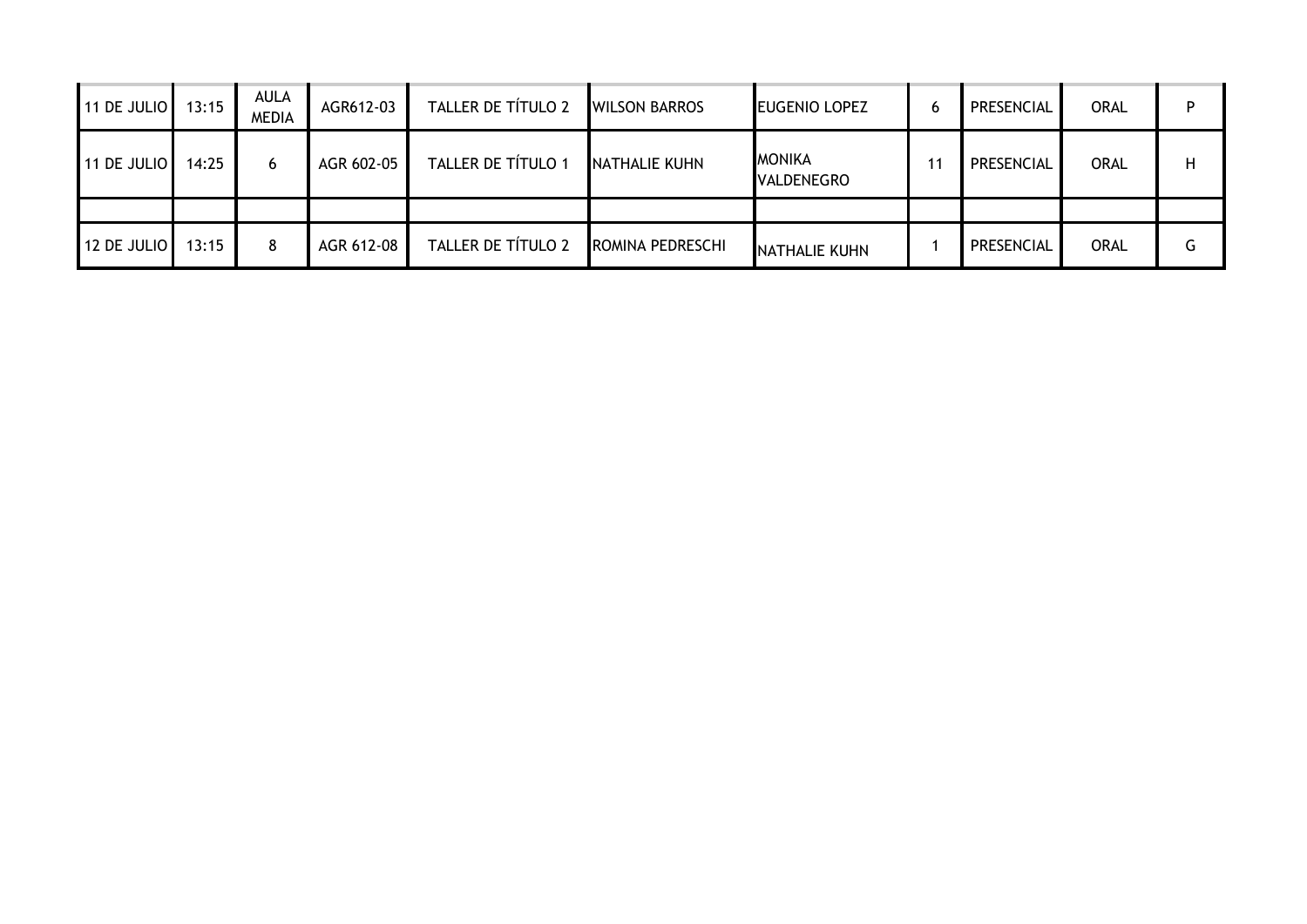| | | | | | | | | | | |
|---|---|---|---|---|---|---|---|---|---|---|
| 11 DE JULIO | 13:15 | AULA MEDIA | AGR612-03 | TALLER DE TÍTULO 2 | WILSON BARROS | EUGENIO LOPEZ | 6 | PRESENCIAL | ORAL | P |
| 11 DE JULIO | 14:25 | 6 | AGR 602-05 | TALLER DE TÍTULO 1 | NATHALIE KUHN | MONIKA VALDENEGRO | 11 | PRESENCIAL | ORAL | H |
| | | | | | | | | | | |
| 12 DE JULIO | 13:15 | 8 | AGR 612-08 | TALLER DE TÍTULO 2 | ROMINA PEDRESCHI | NATHALIE KUHN | 1 | PRESENCIAL | ORAL | G |